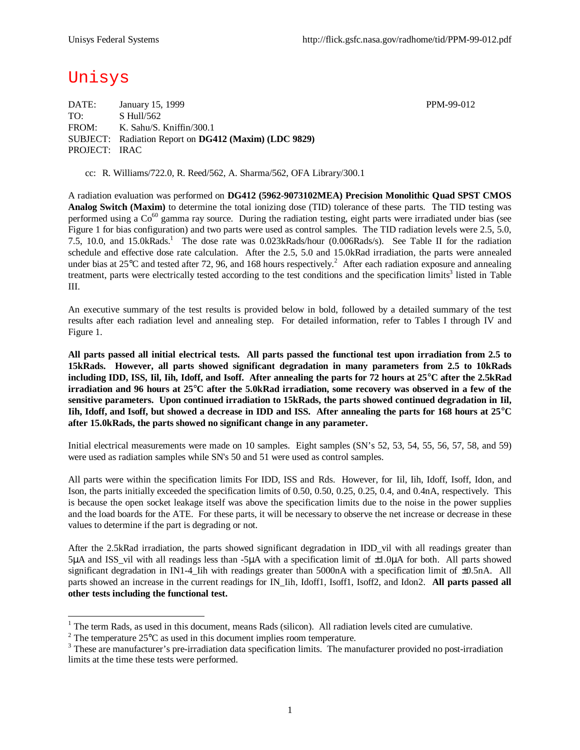Unisys Federal Systems http://flick.gsfc.nasa.gov/radhome/tid/PPM-99-012.pdf

# Unisys

DATE: January 15, 1999 PPM-99-012
TO: S Hull/562
FROM: K. Sahu/S. Kniffin/300.1
SUBJECT: Radiation Report on **DG412 (Maxim) (LDC 9829)**
PROJECT: IRAC

cc: R. Williams/722.0, R. Reed/562, A. Sharma/562, OFA Library/300.1

A radiation evaluation was performed on **DG412 (5962-9073102MEA) Precision Monolithic Quad SPST CMOS Analog Switch (Maxim)** to determine the total ionizing dose (TID) tolerance of these parts. The TID testing was performed using a $Co^{60}$ gamma ray source. During the radiation testing, eight parts were irradiated under bias (see Figure 1 for bias configuration) and two parts were used as control samples. The TID radiation levels were 2.5, 5.0, 7.5, 10.0, and 15.0kRads.[1] The dose rate was 0.023kRads/hour (0.006Rads/s). See Table II for the radiation schedule and effective dose rate calculation. After the 2.5, 5.0 and 15.0kRad irradiation, the parts were annealed under bias at 25°C and tested after 72, 96, and 168 hours respectively.[2] After each radiation exposure and annealing treatment, parts were electrically tested according to the test conditions and the specification limits[3] listed in Table III.

An executive summary of the test results is provided below in bold, followed by a detailed summary of the test results after each radiation level and annealing step. For detailed information, refer to Tables I through IV and Figure 1.

**All parts passed all initial electrical tests. All parts passed the functional test upon irradiation from 2.5 to 15kRads. However, all parts showed significant degradation in many parameters from 2.5 to 10kRads including IDD, ISS, Iil, Iih, Idoff, and Isoff. After annealing the parts for 72 hours at 25°C after the 2.5kRad irradiation and 96 hours at 25°C after the 5.0kRad irradiation, some recovery was observed in a few of the sensitive parameters. Upon continued irradiation to 15kRads, the parts showed continued degradation in Iil, Iih, Idoff, and Isoff, but showed a decrease in IDD and ISS. After annealing the parts for 168 hours at 25°C after 15.0kRads, the parts showed no significant change in any parameter.**

Initial electrical measurements were made on 10 samples. Eight samples (SN's 52, 53, 54, 55, 56, 57, 58, and 59) were used as radiation samples while SN's 50 and 51 were used as control samples.

All parts were within the specification limits For IDD, ISS and Rds. However, for Iil, Iih, Idoff, Isoff, Idon, and Ison, the parts initially exceeded the specification limits of 0.50, 0.50, 0.25, 0.25, 0.4, and 0.4nA, respectively. This is because the open socket leakage itself was above the specification limits due to the noise in the power supplies and the load boards for the ATE. For these parts, it will be necessary to observe the net increase or decrease in these values to determine if the part is degrading or not.

After the 2.5kRad irradiation, the parts showed significant degradation in IDD_vil with all readings greater than 5µA and ISS_vil with all readings less than -5µA with a specification limit of ±1.0µA for both. All parts showed significant degradation in IN1-4_Iih with readings greater than 5000nA with a specification limit of ±0.5nA. All parts showed an increase in the current readings for IN_Iih, Idoff1, Isoff1, Isoff2, and Idon2. **All parts passed all other tests including the functional test.**

---

[1] The term Rads, as used in this document, means Rads (silicon). All radiation levels cited are cumulative.

[2] The temperature 25°C as used in this document implies room temperature.

[3] These are manufacturer's pre-irradiation data specification limits. The manufacturer provided no post-irradiation limits at the time these tests were performed.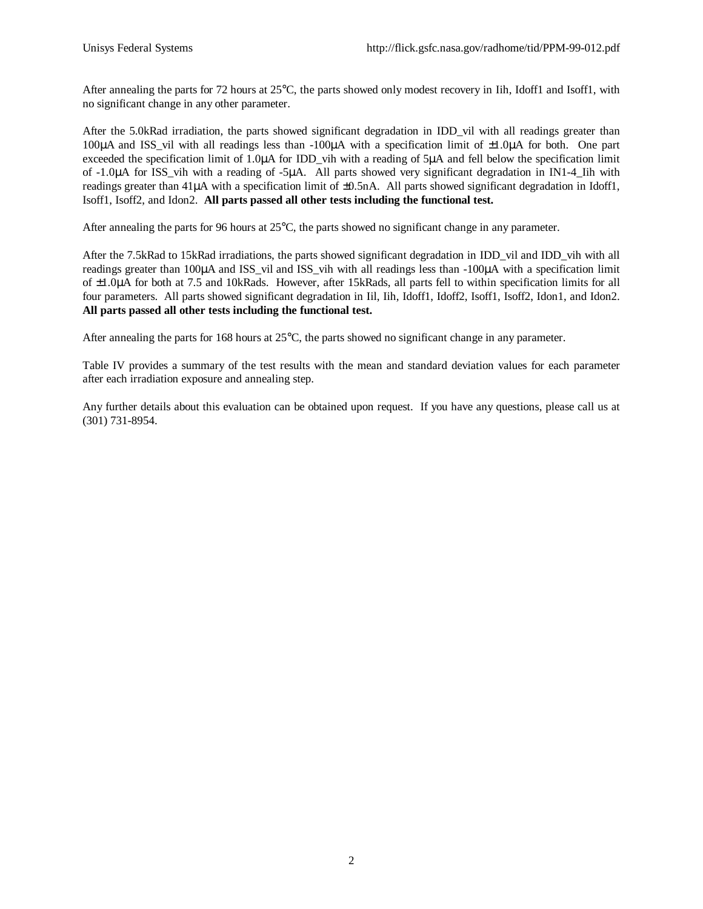After annealing the parts for 72 hours at 25°C, the parts showed only modest recovery in Iih, Idoff1 and Isoff1, with no significant change in any other parameter.

After the 5.0kRad irradiation, the parts showed significant degradation in IDD_vil with all readings greater than 100µA and ISS_vil with all readings less than -100µA with a specification limit of ±1.0µA for both. One part exceeded the specification limit of 1.0µA for IDD_vih with a reading of 5µA and fell below the specification limit of -1.0µA for ISS_vih with a reading of -5µA. All parts showed very significant degradation in IN1-4_Iih with readings greater than 41µA with a specification limit of ±0.5nA. All parts showed significant degradation in Idoff1, Isoff1, Isoff2, and Idon2. **All parts passed all other tests including the functional test.**

After annealing the parts for 96 hours at 25°C, the parts showed no significant change in any parameter.

After the 7.5kRad to 15kRad irradiations, the parts showed significant degradation in IDD_vil and IDD_vih with all readings greater than 100µA and ISS_vil and ISS_vih with all readings less than -100µA with a specification limit of ±1.0µA for both at 7.5 and 10kRads. However, after 15kRads, all parts fell to within specification limits for all four parameters. All parts showed significant degradation in Iil, Iih, Idoff1, Idoff2, Isoff1, Isoff2, Idon1, and Idon2. **All parts passed all other tests including the functional test.**

After annealing the parts for 168 hours at 25°C, the parts showed no significant change in any parameter.

Table IV provides a summary of the test results with the mean and standard deviation values for each parameter after each irradiation exposure and annealing step.

Any further details about this evaluation can be obtained upon request. If you have any questions, please call us at (301) 731-8954.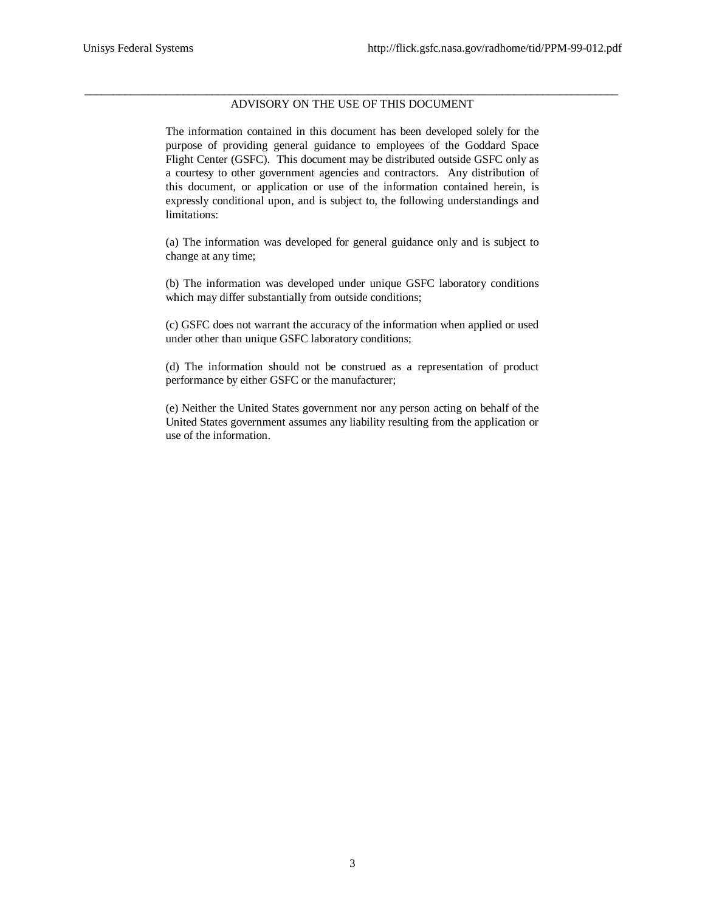## ADVISORY ON THE USE OF THIS DOCUMENT

The information contained in this document has been developed solely for the purpose of providing general guidance to employees of the Goddard Space Flight Center (GSFC). This document may be distributed outside GSFC only as a courtesy to other government agencies and contractors. Any distribution of this document, or application or use of the information contained herein, is expressly conditional upon, and is subject to, the following understandings and limitations:

(a) The information was developed for general guidance only and is subject to change at any time;

(b) The information was developed under unique GSFC laboratory conditions which may differ substantially from outside conditions;

(c) GSFC does not warrant the accuracy of the information when applied or used under other than unique GSFC laboratory conditions;

(d) The information should not be construed as a representation of product performance by either GSFC or the manufacturer;

(e) Neither the United States government nor any person acting on behalf of the United States government assumes any liability resulting from the application or use of the information.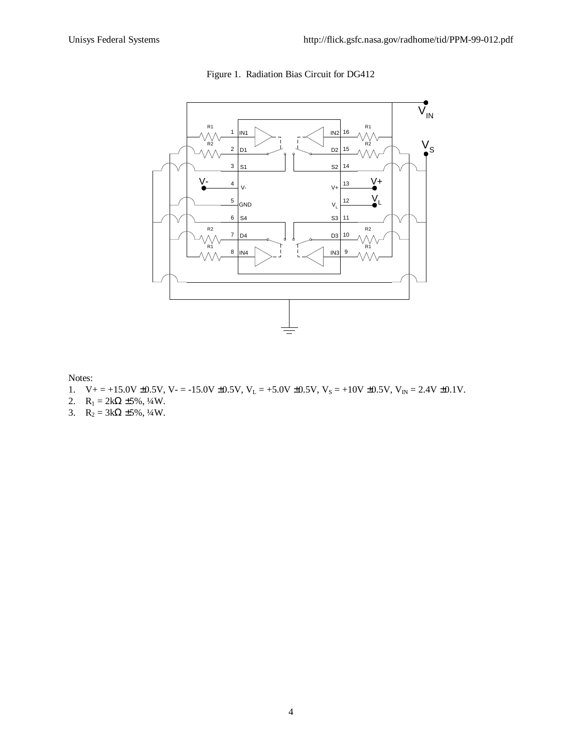Figure 1. Radiation Bias Circuit for DG412

Notes:

1. V+ = +15.0V ±0.5V, V- = -15.0V ±0.5V, $V_L$ = +5.0V ±0.5V, $V_S$ = +10V ±0.5V, $V_{IN}$ = 2.4V ±0.1V.
2. $R_1$ = 2kΩ ±5%, ¼W.
3. $R_2$ = 3kΩ ±5%, ¼W.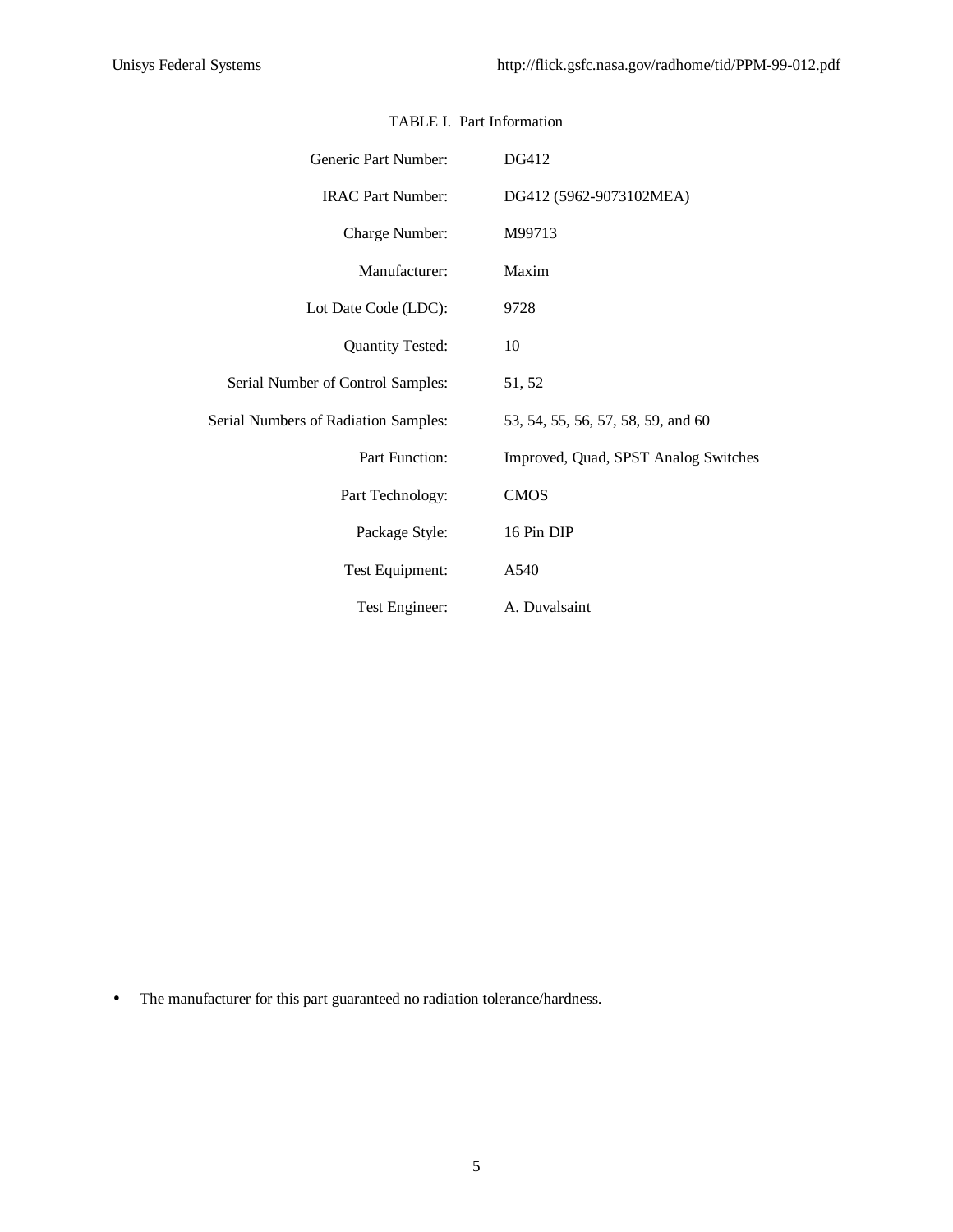TABLE I. Part Information

| | |
|---|---|
| Generic Part Number: | DG412 |
| IRAC Part Number: | DG412 (5962-9073102MEA) |
| Charge Number: | M99713 |
| Manufacturer: | Maxim |
| Lot Date Code (LDC): | 9728 |
| Quantity Tested: | 10 |
| Serial Number of Control Samples: | 51, 52 |
| Serial Numbers of Radiation Samples: | 53, 54, 55, 56, 57, 58, 59, and 60 |
| Part Function: | Improved, Quad, SPST Analog Switches |
| Part Technology: | CMOS |
| Package Style: | 16 Pin DIP |
| Test Equipment: | A540 |
| Test Engineer: | A. Duvalsaint |

- The manufacturer for this part guaranteed no radiation tolerance/hardness.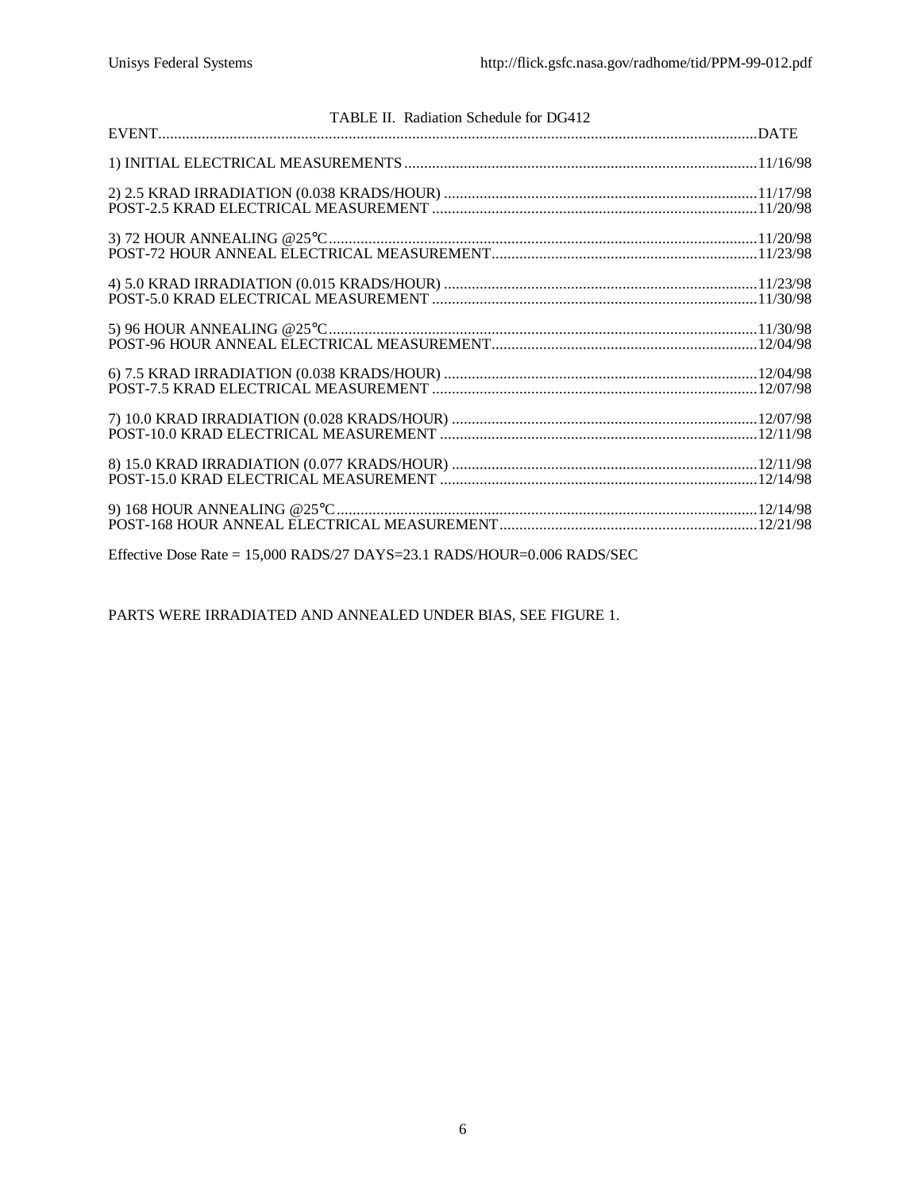TABLE II. Radiation Schedule for DG412

| EVENT | DATE |
| --- | --- |
| 1) INITIAL ELECTRICAL MEASUREMENTS | 11/16/98 |
| 2) 2.5 KRAD IRRADIATION (0.038 KRADS/HOUR) | 11/17/98 |
| POST-2.5 KRAD ELECTRICAL MEASUREMENT | 11/20/98 |
| 3) 72 HOUR ANNEALING @25°C | 11/20/98 |
| POST-72 HOUR ANNEAL ELECTRICAL MEASUREMENT | 11/23/98 |
| 4) 5.0 KRAD IRRADIATION (0.015 KRADS/HOUR) | 11/23/98 |
| POST-5.0 KRAD ELECTRICAL MEASUREMENT | 11/30/98 |
| 5) 96 HOUR ANNEALING @25°C | 11/30/98 |
| POST-96 HOUR ANNEAL ELECTRICAL MEASUREMENT | 12/04/98 |
| 6) 7.5 KRAD IRRADIATION (0.038 KRADS/HOUR) | 12/04/98 |
| POST-7.5 KRAD ELECTRICAL MEASUREMENT | 12/07/98 |
| 7) 10.0 KRAD IRRADIATION (0.028 KRADS/HOUR) | 12/07/98 |
| POST-10.0 KRAD ELECTRICAL MEASUREMENT | 12/11/98 |
| 8) 15.0 KRAD IRRADIATION (0.077 KRADS/HOUR) | 12/11/98 |
| POST-15.0 KRAD ELECTRICAL MEASUREMENT | 12/14/98 |
| 9) 168 HOUR ANNEALING @25°C | 12/14/98 |
| POST-168 HOUR ANNEAL ELECTRICAL MEASUREMENT | 12/21/98 |

Effective Dose Rate = 15,000 RADS/27 DAYS=23.1 RADS/HOUR=0.006 RADS/SEC

PARTS WERE IRRADIATED AND ANNEALED UNDER BIAS, SEE FIGURE 1.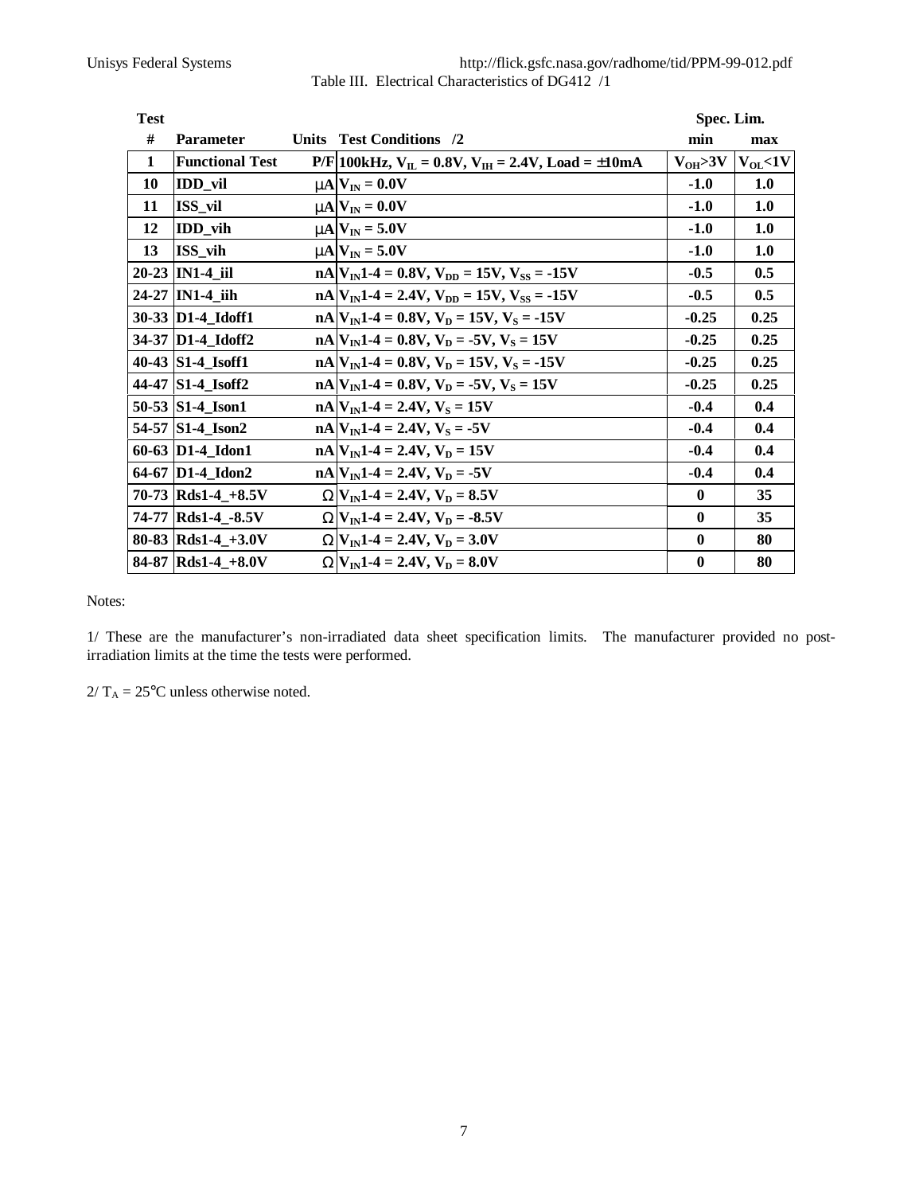Table III. Electrical Characteristics of DG412 /1

| Test # | Parameter | Units | Test Conditions /2 | Spec. Lim. min | Spec. Lim. max |
|---|---|---|---|---|---|
| 1 | Functional Test | P/F | 100kHz, $V_{IL}$ = 0.8V, $V_{IH}$ = 2.4V, Load = ±10mA | $V_{OH}$>3V | $V_{OL}$<1V |
| 10 | IDD_vil | μA | $V_{IN}$ = 0.0V | -1.0 | 1.0 |
| 11 | ISS_vil | μA | $V_{IN}$ = 0.0V | -1.0 | 1.0 |
| 12 | IDD_vih | μA | $V_{IN}$ = 5.0V | -1.0 | 1.0 |
| 13 | ISS_vih | μA | $V_{IN}$ = 5.0V | -1.0 | 1.0 |
| 20-23 | IN1-4_iil | nA | $V_{IN}$1-4 = 0.8V, $V_{DD}$ = 15V, $V_{SS}$ = -15V | -0.5 | 0.5 |
| 24-27 | IN1-4_iih | nA | $V_{IN}$1-4 = 2.4V, $V_{DD}$ = 15V, $V_{SS}$ = -15V | -0.5 | 0.5 |
| 30-33 | D1-4_Idoff1 | nA | $V_{IN}$1-4 = 0.8V, $V_D$ = 15V, $V_S$ = -15V | -0.25 | 0.25 |
| 34-37 | D1-4_Idoff2 | nA | $V_{IN}$1-4 = 0.8V, $V_D$ = -5V, $V_S$ = 15V | -0.25 | 0.25 |
| 40-43 | S1-4_Isoff1 | nA | $V_{IN}$1-4 = 0.8V, $V_D$ = 15V, $V_S$ = -15V | -0.25 | 0.25 |
| 44-47 | S1-4_Isoff2 | nA | $V_{IN}$1-4 = 0.8V, $V_D$ = -5V, $V_S$ = 15V | -0.25 | 0.25 |
| 50-53 | S1-4_Ison1 | nA | $V_{IN}$1-4 = 2.4V, $V_S$ = 15V | -0.4 | 0.4 |
| 54-57 | S1-4_Ison2 | nA | $V_{IN}$1-4 = 2.4V, $V_S$ = -5V | -0.4 | 0.4 |
| 60-63 | D1-4_Idon1 | nA | $V_{IN}$1-4 = 2.4V, $V_D$ = 15V | -0.4 | 0.4 |
| 64-67 | D1-4_Idon2 | nA | $V_{IN}$1-4 = 2.4V, $V_D$ = -5V | -0.4 | 0.4 |
| 70-73 | Rds1-4_+8.5V | Ω | $V_{IN}$1-4 = 2.4V, $V_D$ = 8.5V | 0 | 35 |
| 74-77 | Rds1-4_-8.5V | Ω | $V_{IN}$1-4 = 2.4V, $V_D$ = -8.5V | 0 | 35 |
| 80-83 | Rds1-4_+3.0V | Ω | $V_{IN}$1-4 = 2.4V, $V_D$ = 3.0V | 0 | 80 |
| 84-87 | Rds1-4_+8.0V | Ω | $V_{IN}$1-4 = 2.4V, $V_D$ = 8.0V | 0 | 80 |

Notes:

1/ These are the manufacturer's non-irradiated data sheet specification limits. The manufacturer provided no post-irradiation limits at the time the tests were performed.

2/ $T_A$ = 25°C unless otherwise noted.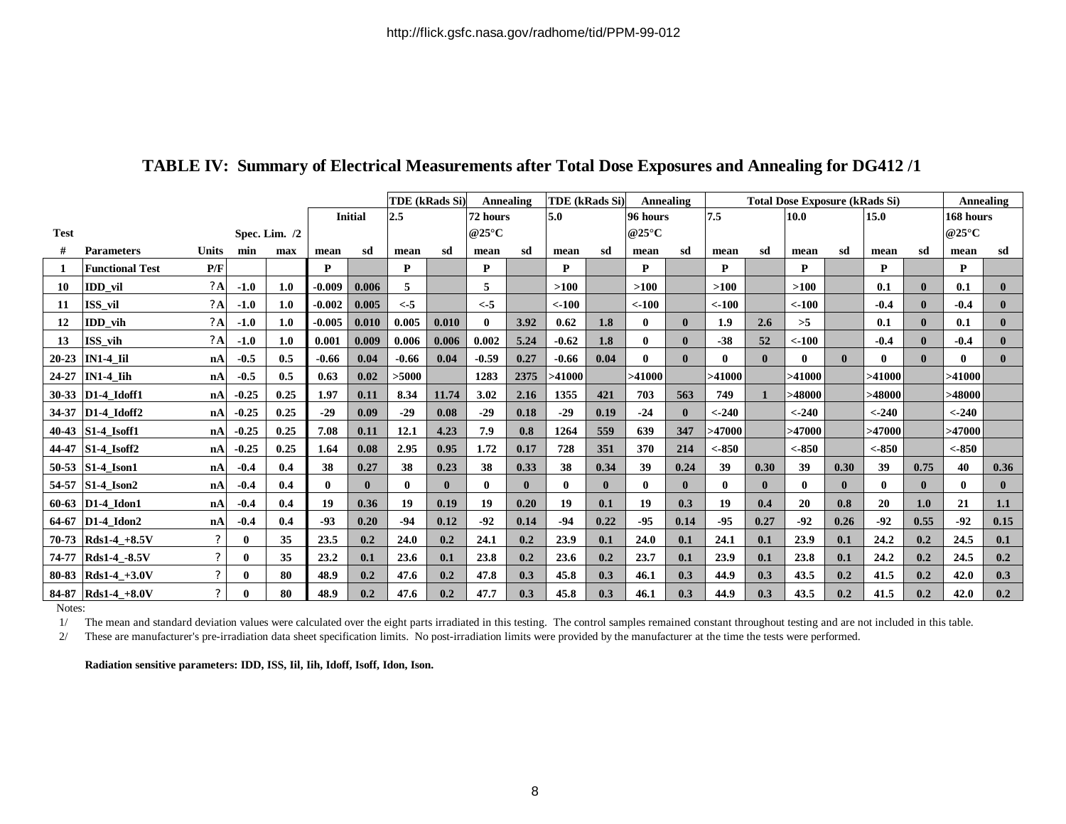http://flick.gsfc.nasa.gov/radhome/tid/PPM-99-012

## TABLE IV: Summary of Electrical Measurements after Total Dose Exposures and Annealing for DG412 /1

| | | | | | | | TDE (kRads Si) | | Annealing | | TDE (kRads Si) | | Annealing | | Total Dose Exposure (kRads Si) | | | | | | Annealing | |
|---|---|---|---|---|---|---|---|---|---|---|---|---|---|---|---|---|---|---|---|---|---|---|
| | | | | | Initial | | 2.5 | | 72 hours | | 5.0 | | 96 hours | | 7.5 | | 10.0 | | 15.0 | | 168 hours | |
| Test | | | Spec. Lim. /2 | | | | | | @25°C | | | | @25°C | | | | | | | | @25°C | |
| # | Parameters | Units | min | max | mean | sd | mean | sd | mean | sd | mean | sd | mean | sd | mean | sd | mean | sd | mean | sd | mean | sd |
| 1 | Functional Test | P/F | | | P | | P | | P | | P | | P | | P | | P | | P | | P | |
| 10 | IDD_vil | ?A | -1.0 | 1.0 | -0.009 | 0.006 | 5 | | 5 | | >100 | | >100 | | >100 | | >100 | | 0.1 | 0 | 0.1 | 0 |
| 11 | ISS_vil | ?A | -1.0 | 1.0 | -0.002 | 0.005 | <-5 | | <-5 | | <-100 | | <-100 | | <-100 | | <-100 | | -0.4 | 0 | -0.4 | 0 |
| 12 | IDD_vih | ?A | -1.0 | 1.0 | -0.005 | 0.010 | 0.005 | 0.010 | 0 | 3.92 | 0.62 | 1.8 | 0 | 0 | 1.9 | 2.6 | >5 | | 0.1 | 0 | 0.1 | 0 |
| 13 | ISS_vih | ?A | -1.0 | 1.0 | 0.001 | 0.009 | 0.006 | 0.006 | 0.002 | 5.24 | -0.62 | 1.8 | 0 | 0 | -38 | 52 | <-100 | | -0.4 | 0 | -0.4 | 0 |
| 20-23 | IN1-4_Iil | nA | -0.5 | 0.5 | -0.66 | 0.04 | -0.66 | 0.04 | -0.59 | 0.27 | -0.66 | 0.04 | 0 | 0 | 0 | 0 | 0 | 0 | 0 | 0 | 0 | 0 |
| 24-27 | IN1-4_Iih | nA | -0.5 | 0.5 | 0.63 | 0.02 | >5000 | | 1283 | 2375 | >41000 | | >41000 | | >41000 | | >41000 | | >41000 | | >41000 | |
| 30-33 | D1-4_Idoff1 | nA | -0.25 | 0.25 | 1.97 | 0.11 | 8.34 | 11.74 | 3.02 | 2.16 | 1355 | 421 | 703 | 563 | 749 | 1 | >48000 | | >48000 | | >48000 | |
| 34-37 | D1-4_Idoff2 | nA | -0.25 | 0.25 | -29 | 0.09 | -29 | 0.08 | -29 | 0.18 | -29 | 0.19 | -24 | 0 | <-240 | | <-240 | | <-240 | | <-240 | |
| 40-43 | S1-4_Isoff1 | nA | -0.25 | 0.25 | 7.08 | 0.11 | 12.1 | 4.23 | 7.9 | 0.8 | 1264 | 559 | 639 | 347 | >47000 | | >47000 | | >47000 | | >47000 | |
| 44-47 | S1-4_Isoff2 | nA | -0.25 | 0.25 | 1.64 | 0.08 | 2.95 | 0.95 | 1.72 | 0.17 | 728 | 351 | 370 | 214 | <-850 | | <-850 | | <-850 | | <-850 | |
| 50-53 | S1-4_Ison1 | nA | -0.4 | 0.4 | 38 | 0.27 | 38 | 0.23 | 38 | 0.33 | 38 | 0.34 | 39 | 0.24 | 39 | 0.30 | 39 | 0.30 | 39 | 0.75 | 40 | 0.36 |
| 54-57 | S1-4_Ison2 | nA | -0.4 | 0.4 | 0 | 0 | 0 | 0 | 0 | 0 | 0 | 0 | 0 | 0 | 0 | 0 | 0 | 0 | 0 | 0 | 0 | 0 |
| 60-63 | D1-4_Idon1 | nA | -0.4 | 0.4 | 19 | 0.36 | 19 | 0.19 | 19 | 0.20 | 19 | 0.1 | 19 | 0.3 | 19 | 0.4 | 20 | 0.8 | 20 | 1.0 | 21 | 1.1 |
| 64-67 | D1-4_Idon2 | nA | -0.4 | 0.4 | -93 | 0.20 | -94 | 0.12 | -92 | 0.14 | -94 | 0.22 | -95 | 0.14 | -95 | 0.27 | -92 | 0.26 | -92 | 0.55 | -92 | 0.15 |
| 70-73 | Rds1-4_+8.5V | ? | 0 | 35 | 23.5 | 0.2 | 24.0 | 0.2 | 24.1 | 0.2 | 23.9 | 0.1 | 24.0 | 0.1 | 24.1 | 0.1 | 23.9 | 0.1 | 24.2 | 0.2 | 24.5 | 0.1 |
| 74-77 | Rds1-4_-8.5V | ? | 0 | 35 | 23.2 | 0.1 | 23.6 | 0.1 | 23.8 | 0.2 | 23.6 | 0.2 | 23.7 | 0.1 | 23.9 | 0.1 | 23.8 | 0.1 | 24.2 | 0.2 | 24.5 | 0.2 |
| 80-83 | Rds1-4_+3.0V | ? | 0 | 80 | 48.9 | 0.2 | 47.6 | 0.2 | 47.8 | 0.3 | 45.8 | 0.3 | 46.1 | 0.3 | 44.9 | 0.3 | 43.5 | 0.2 | 41.5 | 0.2 | 42.0 | 0.3 |
| 84-87 | Rds1-4_+8.0V | ? | 0 | 80 | 48.9 | 0.2 | 47.6 | 0.2 | 47.7 | 0.3 | 45.8 | 0.3 | 46.1 | 0.3 | 44.9 | 0.3 | 43.5 | 0.2 | 41.5 | 0.2 | 42.0 | 0.2 |

Notes:

1/ The mean and standard deviation values were calculated over the eight parts irradiated in this testing. The control samples remained constant throughout testing and are not included in this table.

2/ These are manufacturer's pre-irradiation data sheet specification limits. No post-irradiation limits were provided by the manufacturer at the time the tests were performed.

**Radiation sensitive parameters: IDD, ISS, Iil, Iih, Idoff, Isoff, Idon, Ison.**